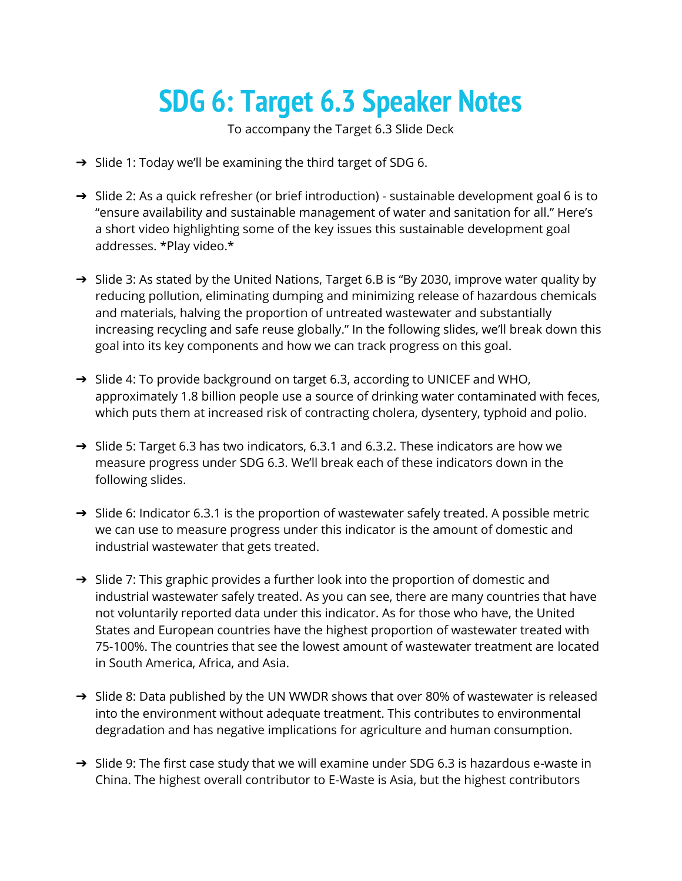# SDG 6: Target 6.3 Speaker Notes

To accompany the Target 6.3 Slide Deck

- Slide 1: Today we'll be examining the third target of SDG 6.

- Slide 2: As a quick refresher (or brief introduction) - sustainable development goal 6 is to "ensure availability and sustainable management of water and sanitation for all." Here's a short video highlighting some of the key issues this sustainable development goal addresses. *Play video.*

- Slide 3: As stated by the United Nations, Target 6.B is "By 2030, improve water quality by reducing pollution, eliminating dumping and minimizing release of hazardous chemicals and materials, halving the proportion of untreated wastewater and substantially increasing recycling and safe reuse globally." In the following slides, we'll break down this goal into its key components and how we can track progress on this goal.

- Slide 4: To provide background on target 6.3, according to UNICEF and WHO, approximately 1.8 billion people use a source of drinking water contaminated with feces, which puts them at increased risk of contracting cholera, dysentery, typhoid and polio.

- Slide 5: Target 6.3 has two indicators, 6.3.1 and 6.3.2. These indicators are how we measure progress under SDG 6.3. We'll break each of these indicators down in the following slides.

- Slide 6: Indicator 6.3.1 is the proportion of wastewater safely treated. A possible metric we can use to measure progress under this indicator is the amount of domestic and industrial wastewater that gets treated.

- Slide 7: This graphic provides a further look into the proportion of domestic and industrial wastewater safely treated. As you can see, there are many countries that have not voluntarily reported data under this indicator. As for those who have, the United States and European countries have the highest proportion of wastewater treated with 75-100%. The countries that see the lowest amount of wastewater treatment are located in South America, Africa, and Asia.

- Slide 8: Data published by the UN WWDR shows that over 80% of wastewater is released into the environment without adequate treatment. This contributes to environmental degradation and has negative implications for agriculture and human consumption.

- Slide 9: The first case study that we will examine under SDG 6.3 is hazardous e-waste in China. The highest overall contributor to E-Waste is Asia, but the highest contributors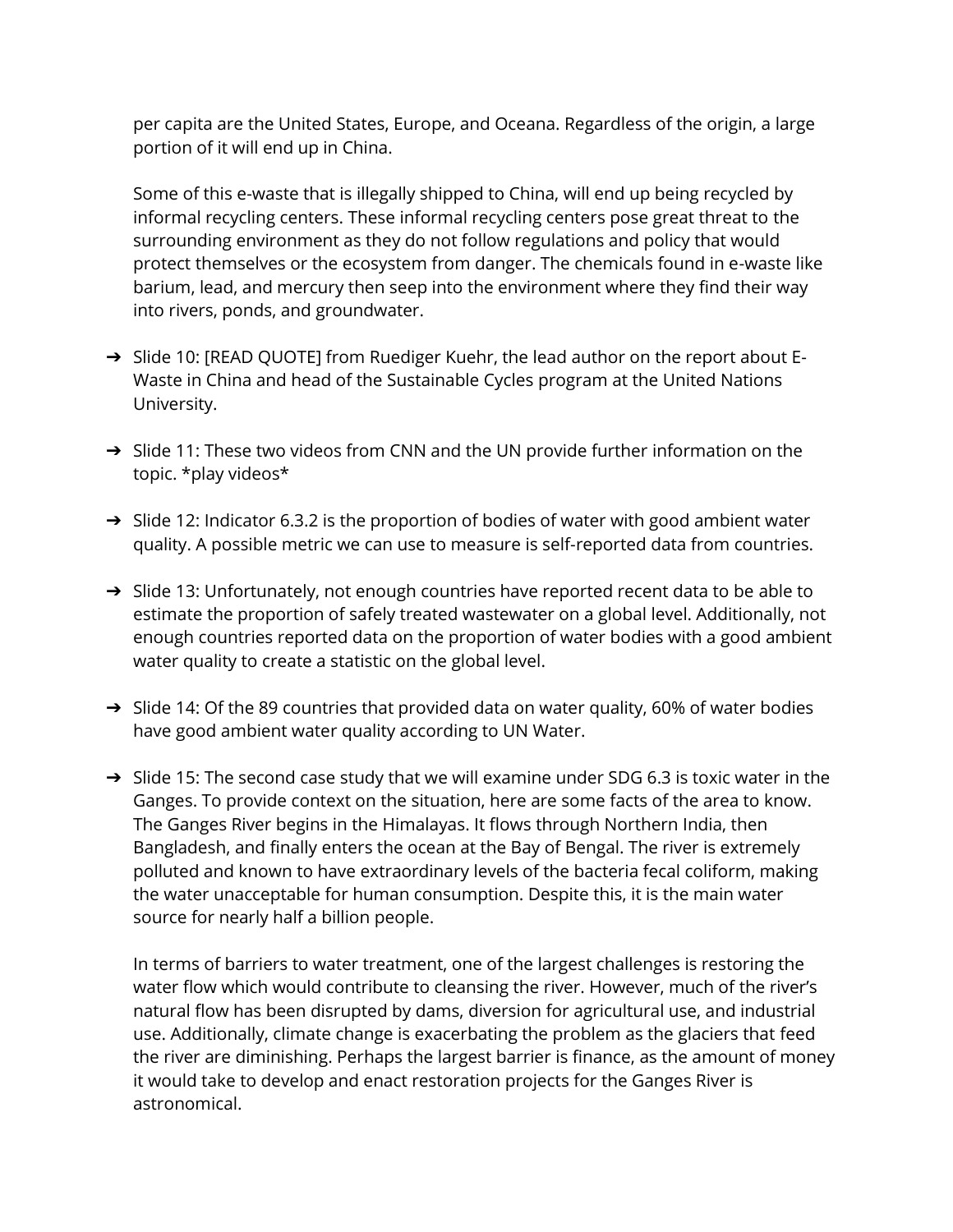per capita are the United States, Europe, and Oceana. Regardless of the origin, a large portion of it will end up in China.

Some of this e-waste that is illegally shipped to China, will end up being recycled by informal recycling centers. These informal recycling centers pose great threat to the surrounding environment as they do not follow regulations and policy that would protect themselves or the ecosystem from danger. The chemicals found in e-waste like barium, lead, and mercury then seep into the environment where they find their way into rivers, ponds, and groundwater.

- Slide 10: [READ QUOTE] from Ruediger Kuehr, the lead author on the report about E-Waste in China and head of the Sustainable Cycles program at the United Nations University.

- Slide 11: These two videos from CNN and the UN provide further information on the topic. *play videos*

- Slide 12: Indicator 6.3.2 is the proportion of bodies of water with good ambient water quality. A possible metric we can use to measure is self-reported data from countries.

- Slide 13: Unfortunately, not enough countries have reported recent data to be able to estimate the proportion of safely treated wastewater on a global level. Additionally, not enough countries reported data on the proportion of water bodies with a good ambient water quality to create a statistic on the global level.

- Slide 14: Of the 89 countries that provided data on water quality, 60% of water bodies have good ambient water quality according to UN Water.

- Slide 15: The second case study that we will examine under SDG 6.3 is toxic water in the Ganges. To provide context on the situation, here are some facts of the area to know. The Ganges River begins in the Himalayas. It flows through Northern India, then Bangladesh, and finally enters the ocean at the Bay of Bengal. The river is extremely polluted and known to have extraordinary levels of the bacteria fecal coliform, making the water unacceptable for human consumption. Despite this, it is the main water source for nearly half a billion people.

  In terms of barriers to water treatment, one of the largest challenges is restoring the water flow which would contribute to cleansing the river. However, much of the river's natural flow has been disrupted by dams, diversion for agricultural use, and industrial use. Additionally, climate change is exacerbating the problem as the glaciers that feed the river are diminishing. Perhaps the largest barrier is finance, as the amount of money it would take to develop and enact restoration projects for the Ganges River is astronomical.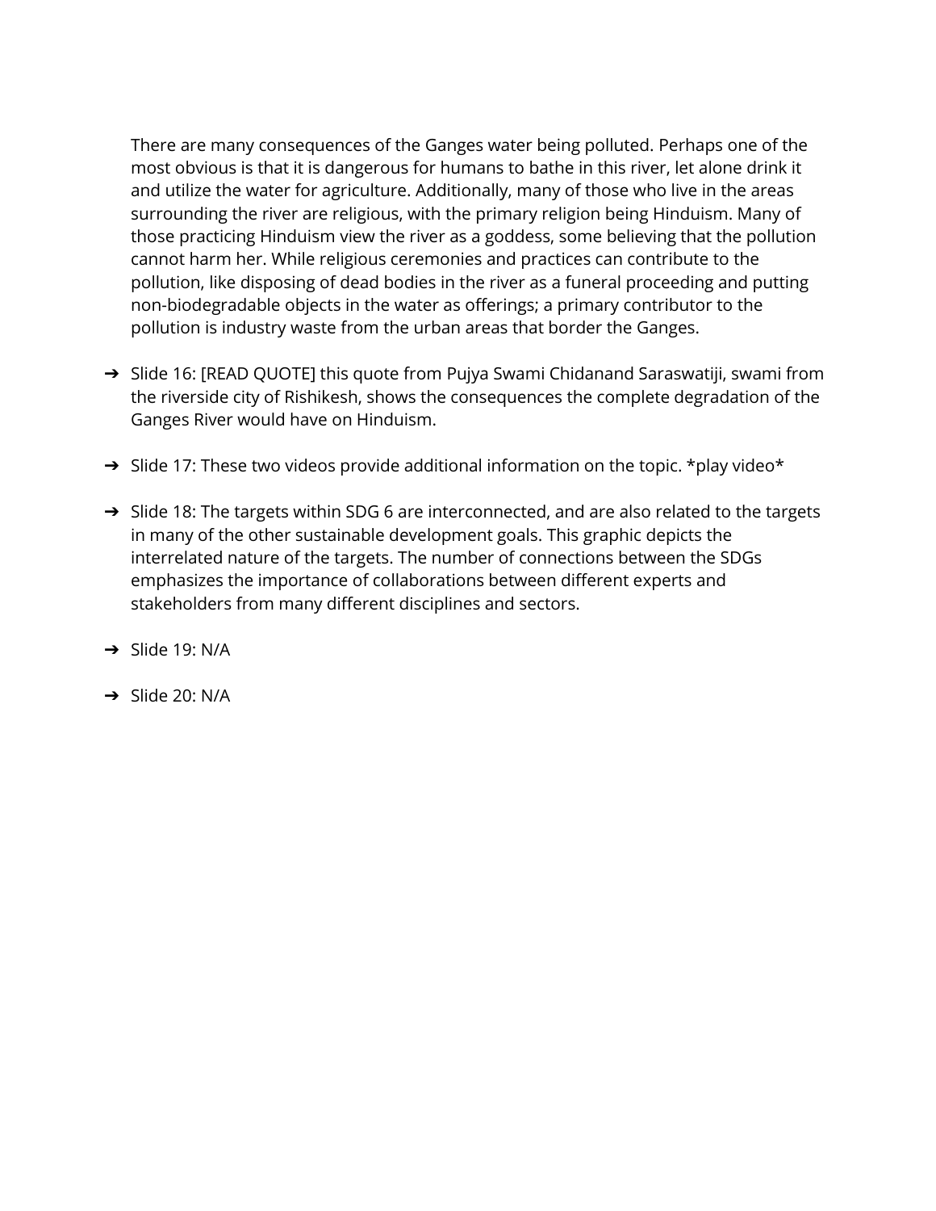There are many consequences of the Ganges water being polluted. Perhaps one of the most obvious is that it is dangerous for humans to bathe in this river, let alone drink it and utilize the water for agriculture. Additionally, many of those who live in the areas surrounding the river are religious, with the primary religion being Hinduism. Many of those practicing Hinduism view the river as a goddess, some believing that the pollution cannot harm her. While religious ceremonies and practices can contribute to the pollution, like disposing of dead bodies in the river as a funeral proceeding and putting non-biodegradable objects in the water as offerings; a primary contributor to the pollution is industry waste from the urban areas that border the Ganges.

- Slide 16: [READ QUOTE] this quote from Pujya Swami Chidanand Saraswatiji, swami from the riverside city of Rishikesh, shows the consequences the complete degradation of the Ganges River would have on Hinduism.

- Slide 17: These two videos provide additional information on the topic. *play video*

- Slide 18: The targets within SDG 6 are interconnected, and are also related to the targets in many of the other sustainable development goals. This graphic depicts the interrelated nature of the targets. The number of connections between the SDGs emphasizes the importance of collaborations between different experts and stakeholders from many different disciplines and sectors.

- Slide 19: N/A

- Slide 20: N/A